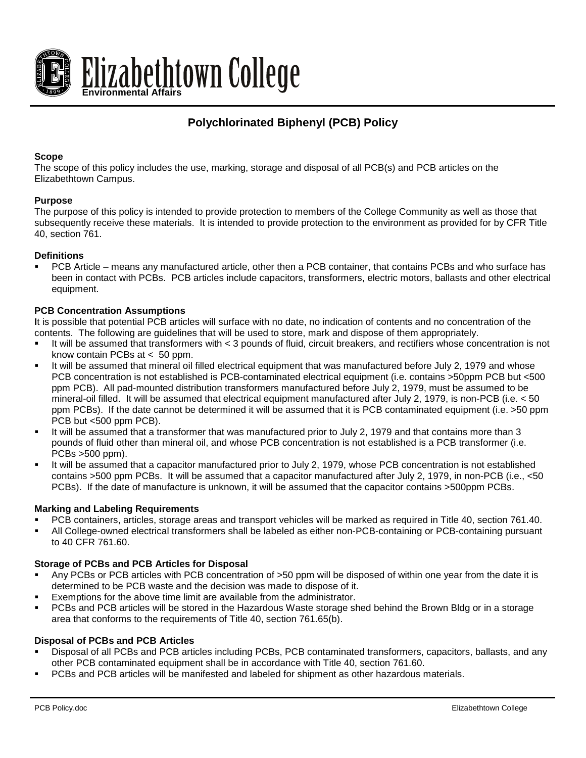# Elizabethtown College

**Environmental Affairs**

## Polychlorinated Biphenyl (PCB) Policy

### Scope

The scope of this policy includes the use, marking, storage and disposal of all PCB(s) and PCB articles on the Elizabethtown Campus.

### Purpose

The purpose of this policy is intended to provide protection to members of the College Community as well as those that subsequently receive these materials. It is intended to provide protection to the environment as provided for by CFR Title 40, section 761.

### Definitions

- PCB Article – means any manufactured article, other then a PCB container, that contains PCBs and who surface has been in contact with PCBs. PCB articles include capacitors, transformers, electric motors, ballasts and other electrical equipment.

### PCB Concentration Assumptions

It is possible that potential PCB articles will surface with no date, no indication of contents and no concentration of the contents. The following are guidelines that will be used to store, mark and dispose of them appropriately.

- It will be assumed that transformers with < 3 pounds of fluid, circuit breakers, and rectifiers whose concentration is not know contain PCBs at < 50 ppm.
- It will be assumed that mineral oil filled electrical equipment that was manufactured before July 2, 1979 and whose PCB concentration is not established is PCB-contaminated electrical equipment (i.e. contains >50ppm PCB but <500 ppm PCB). All pad-mounted distribution transformers manufactured before July 2, 1979, must be assumed to be mineral-oil filled. It will be assumed that electrical equipment manufactured after July 2, 1979, is non-PCB (i.e. < 50 ppm PCBs). If the date cannot be determined it will be assumed that it is PCB contaminated equipment (i.e. >50 ppm PCB but <500 ppm PCB).
- It will be assumed that a transformer that was manufactured prior to July 2, 1979 and that contains more than 3 pounds of fluid other than mineral oil, and whose PCB concentration is not established is a PCB transformer (i.e. PCBs >500 ppm).
- It will be assumed that a capacitor manufactured prior to July 2, 1979, whose PCB concentration is not established contains >500 ppm PCBs. It will be assumed that a capacitor manufactured after July 2, 1979, in non-PCB (i.e., <50 PCBs). If the date of manufacture is unknown, it will be assumed that the capacitor contains >500ppm PCBs.

### Marking and Labeling Requirements

- PCB containers, articles, storage areas and transport vehicles will be marked as required in Title 40, section 761.40.
- All College-owned electrical transformers shall be labeled as either non-PCB-containing or PCB-containing pursuant to 40 CFR 761.60.

### Storage of PCBs and PCB Articles for Disposal

- Any PCBs or PCB articles with PCB concentration of >50 ppm will be disposed of within one year from the date it is determined to be PCB waste and the decision was made to dispose of it.
- Exemptions for the above time limit are available from the administrator.
- PCBs and PCB articles will be stored in the Hazardous Waste storage shed behind the Brown Bldg or in a storage area that conforms to the requirements of Title 40, section 761.65(b).

### Disposal of PCBs and PCB Articles

- Disposal of all PCBs and PCB articles including PCBs, PCB contaminated transformers, capacitors, ballasts, and any other PCB contaminated equipment shall be in accordance with Title 40, section 761.60.
- PCBs and PCB articles will be manifested and labeled for shipment as other hazardous materials.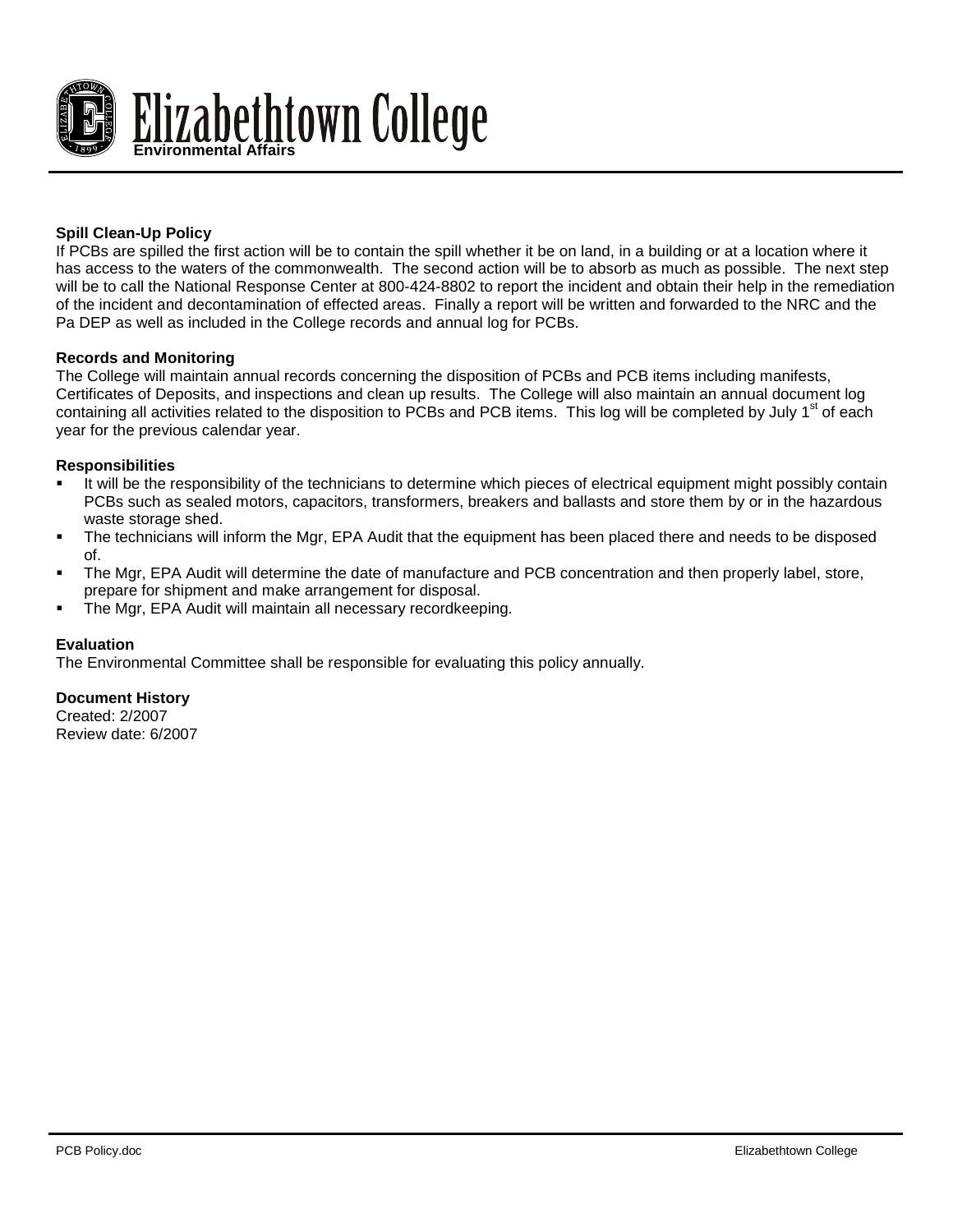**Spill Clean-Up Policy**
If PCBs are spilled the first action will be to contain the spill whether it be on land, in a building or at a location where it has access to the waters of the commonwealth. The second action will be to absorb as much as possible. The next step will be to call the National Response Center at 800-424-8802 to report the incident and obtain their help in the remediation of the incident and decontamination of effected areas. Finally a report will be written and forwarded to the NRC and the Pa DEP as well as included in the College records and annual log for PCBs.

**Records and Monitoring**
The College will maintain annual records concerning the disposition of PCBs and PCB items including manifests, Certificates of Deposits, and inspections and clean up results. The College will also maintain an annual document log containing all activities related to the disposition to PCBs and PCB items. This log will be completed by July 1st of each year for the previous calendar year.

**Responsibilities**
- It will be the responsibility of the technicians to determine which pieces of electrical equipment might possibly contain PCBs such as sealed motors, capacitors, transformers, breakers and ballasts and store them by or in the hazardous waste storage shed.
- The technicians will inform the Mgr, EPA Audit that the equipment has been placed there and needs to be disposed of.
- The Mgr, EPA Audit will determine the date of manufacture and PCB concentration and then properly label, store, prepare for shipment and make arrangement for disposal.
- The Mgr, EPA Audit will maintain all necessary recordkeeping.

**Evaluation**
The Environmental Committee shall be responsible for evaluating this policy annually.

**Document History**
Created: 2/2007
Review date: 6/2007